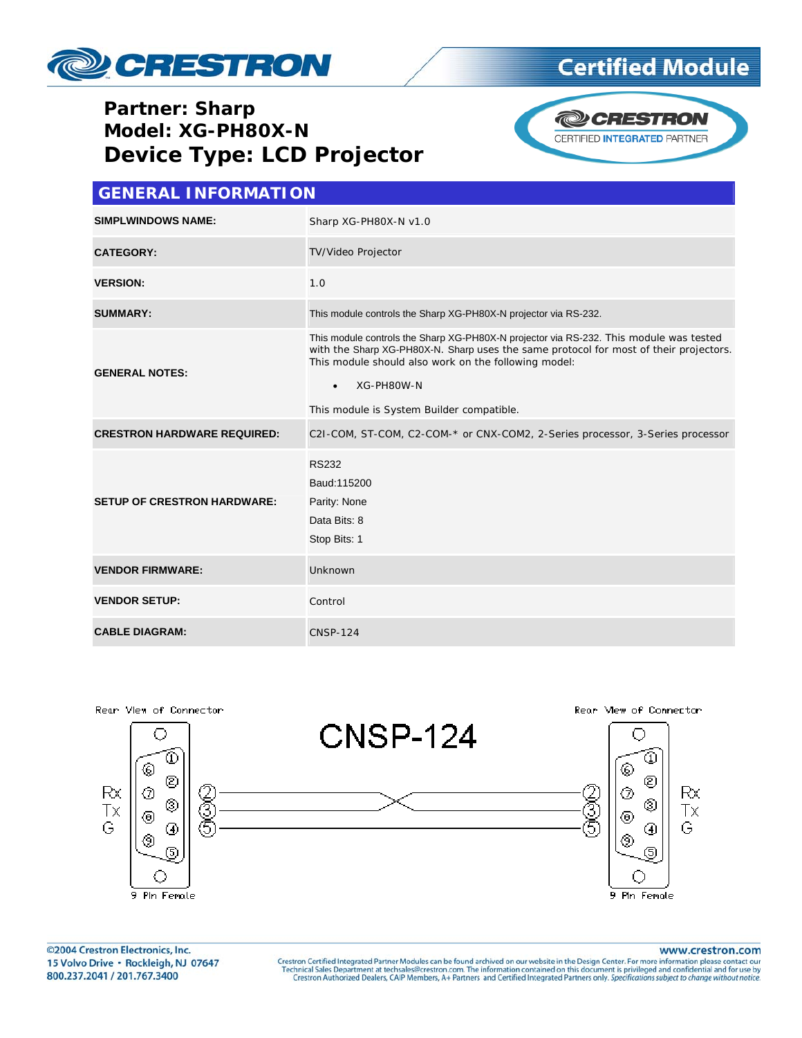**Certified Module**

## Partner: Sharp
## Model: XG-PH80X-N
# Device Type: LCD Projector

CRESTRON CERTIFIED INTEGRATED PARTNER

## GENERAL INFORMATION

| | |
|---|---|
| **SIMPLWINDOWS NAME:** | Sharp XG-PH80X-N v1.0 |
| **CATEGORY:** | TV/Video Projector |
| **VERSION:** | 1.0 |
| **SUMMARY:** | This module controls the Sharp XG-PH80X-N projector via RS-232. |
| **GENERAL NOTES:** | This module controls the Sharp XG-PH80X-N projector via RS-232. This module was tested with the Sharp XG-PH80X-N. Sharp uses the same protocol for most of their projectors. This module should also work on the following model:<br>• XG-PH80W-N<br><br>This module is System Builder compatible. |
| **CRESTRON HARDWARE REQUIRED:** | C2I-COM, ST-COM, C2-COM-* or CNX-COM2, 2-Series processor, 3-Series processor |
| **SETUP OF CRESTRON HARDWARE:** | RS232<br>Baud:115200<br>Parity: None<br>Data Bits: 8<br>Stop Bits: 1 |
| **VENDOR FIRMWARE:** | Unknown |
| **VENDOR SETUP:** | Control |
| **CABLE DIAGRAM:** | CNSP-124 |

CNSP-124

Rear View of Connector — 9 Pin Female — Rx ②, Tx ③, G ⑤

Rear View of Connector — 9 Pin Female — Rx ②, Tx ③, G ⑤

(Pin 2 ↔ Pin 3 crossed, Pin 3 ↔ Pin 2 crossed, Pin 5 ↔ Pin 5)

©2004 Crestron Electronics, Inc.
15 Volvo Drive • Rockleigh, NJ 07647
800.237.2041 / 201.767.3400

www.crestron.com

Crestron Certified Integrated Partner Modules can be found archived on our website in the Design Center. For more information please contact our Technical Sales Department at techsales@crestron.com. The information contained on this document is privileged and confidential and for use by Crestron Authorized Dealers, CAIP Members, A+ Partners and Certified Integrated Partners only. *Specifications subject to change without notice.*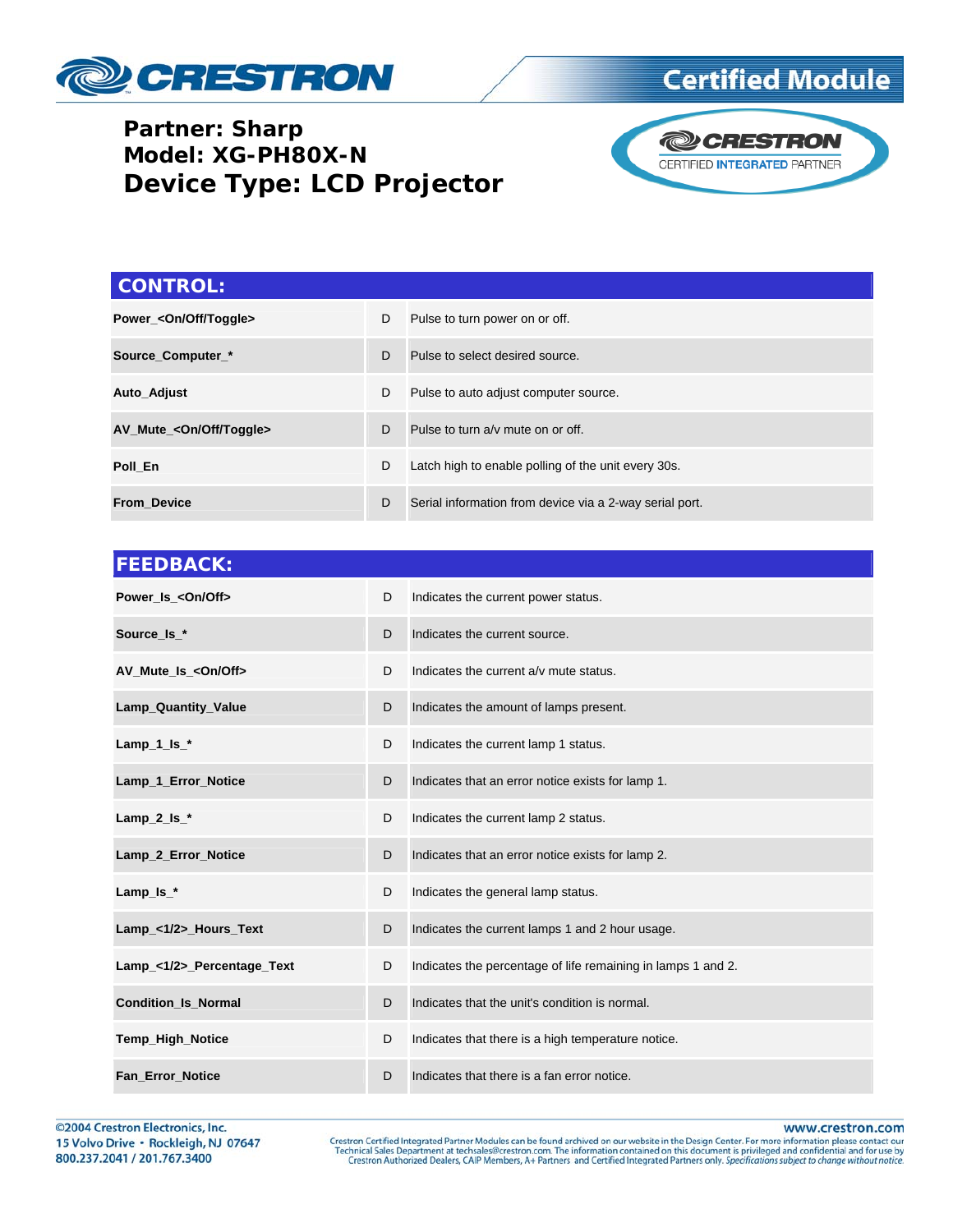**Partner: Sharp**
**Model: XG-PH80X-N**
# Device Type: LCD Projector

## CONTROL:

| | | |
|---|---|---|
| **Power_<On/Off/Toggle>** | D | Pulse to turn power on or off. |
| **Source_Computer_*** | D | Pulse to select desired source. |
| **Auto_Adjust** | D | Pulse to auto adjust computer source. |
| **AV_Mute_<On/Off/Toggle>** | D | Pulse to turn a/v mute on or off. |
| **Poll_En** | D | Latch high to enable polling of the unit every 30s. |
| **From_Device** | D | Serial information from device via a 2-way serial port. |

## FEEDBACK:

| | | |
|---|---|---|
| **Power_Is_<On/Off>** | D | Indicates the current power status. |
| **Source_Is_*** | D | Indicates the current source. |
| **AV_Mute_Is_<On/Off>** | D | Indicates the current a/v mute status. |
| **Lamp_Quantity_Value** | D | Indicates the amount of lamps present. |
| **Lamp_1_Is_*** | D | Indicates the current lamp 1 status. |
| **Lamp_1_Error_Notice** | D | Indicates that an error notice exists for lamp 1. |
| **Lamp_2_Is_*** | D | Indicates the current lamp 2 status. |
| **Lamp_2_Error_Notice** | D | Indicates that an error notice exists for lamp 2. |
| **Lamp_Is_*** | D | Indicates the general lamp status. |
| **Lamp_<1/2>_Hours_Text** | D | Indicates the current lamps 1 and 2 hour usage. |
| **Lamp_<1/2>_Percentage_Text** | D | Indicates the percentage of life remaining in lamps 1 and 2. |
| **Condition_Is_Normal** | D | Indicates that the unit's condition is normal. |
| **Temp_High_Notice** | D | Indicates that there is a high temperature notice. |
| **Fan_Error_Notice** | D | Indicates that there is a fan error notice. |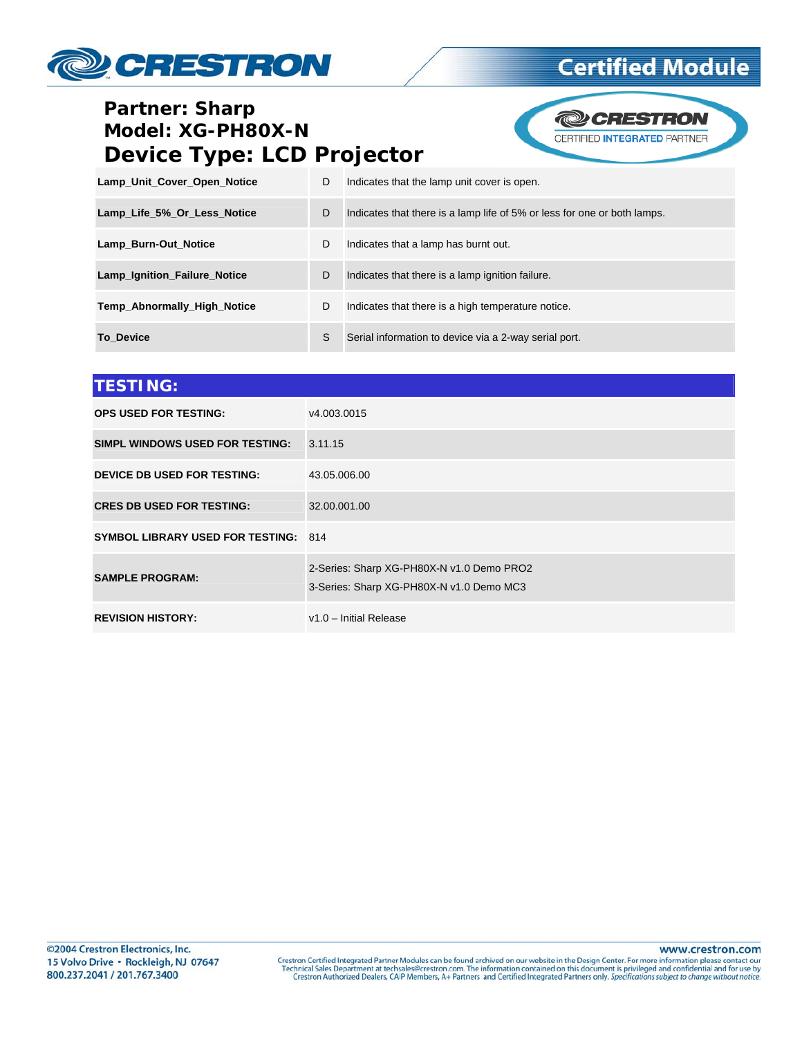**Partner: Sharp**
**Model: XG-PH80X-N**
**Device Type: LCD Projector**

| | | |
|---|---|---|
| **Lamp_Unit_Cover_Open_Notice** | D | Indicates that the lamp unit cover is open. |
| **Lamp_Life_5%_Or_Less_Notice** | D | Indicates that there is a lamp life of 5% or less for one or both lamps. |
| **Lamp_Burn-Out_Notice** | D | Indicates that a lamp has burnt out. |
| **Lamp_Ignition_Failure_Notice** | D | Indicates that there is a lamp ignition failure. |
| **Temp_Abnormally_High_Notice** | D | Indicates that there is a high temperature notice. |
| **To_Device** | S | Serial information to device via a 2-way serial port. |

## TESTING:

| | |
|---|---|
| **OPS USED FOR TESTING:** | v4.003.0015 |
| **SIMPL WINDOWS USED FOR TESTING:** | 3.11.15 |
| **DEVICE DB USED FOR TESTING:** | 43.05.006.00 |
| **CRES DB USED FOR TESTING:** | 32.00.001.00 |
| **SYMBOL LIBRARY USED FOR TESTING:** | 814 |
| **SAMPLE PROGRAM:** | 2-Series: Sharp XG-PH80X-N v1.0 Demo PRO2<br>3-Series: Sharp XG-PH80X-N v1.0 Demo MC3 |
| **REVISION HISTORY:** | v1.0 – Initial Release |